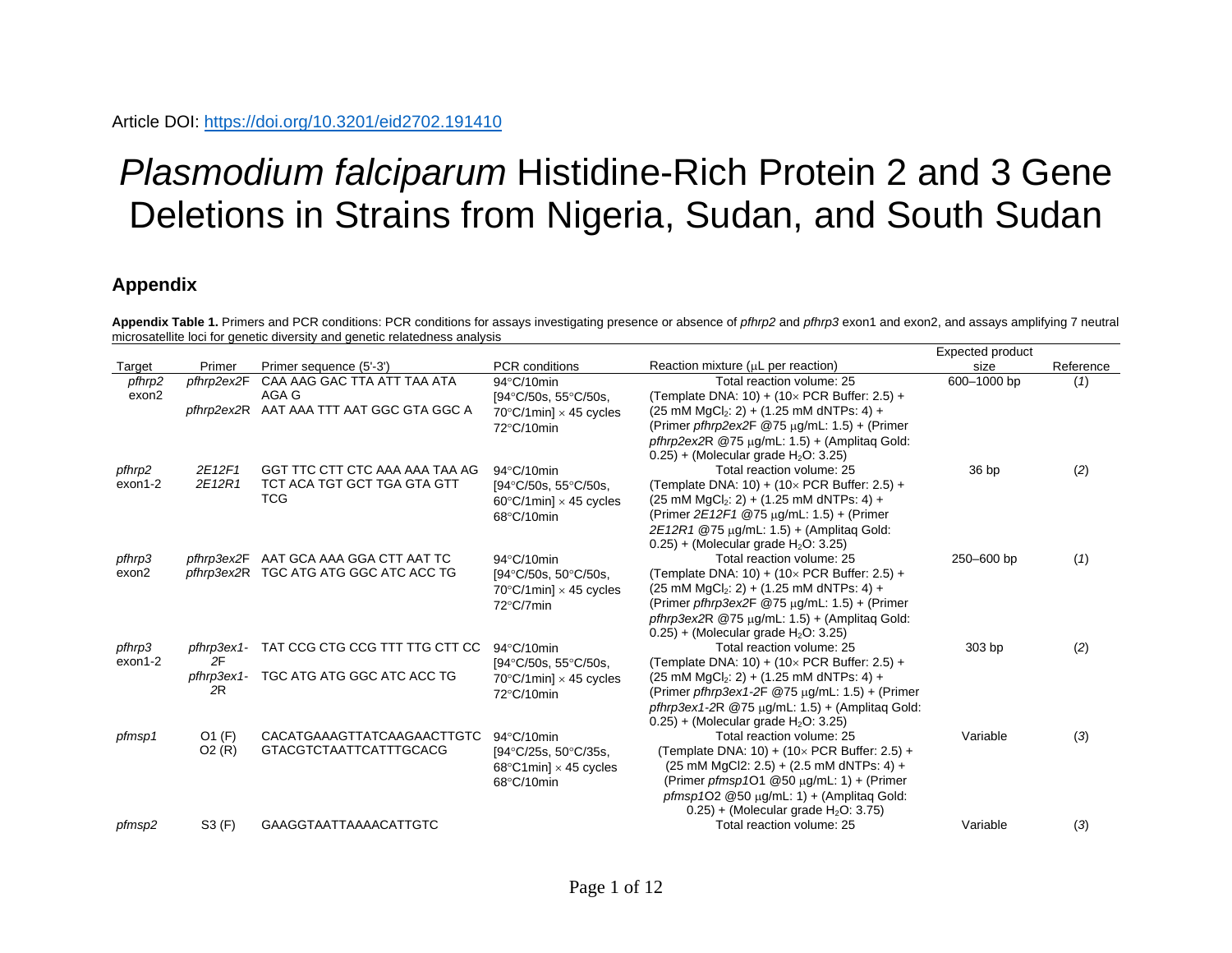Article DOI: https://doi.org/10.3201/eid2702.191410

# *Plasmodium falciparum* Histidine-Rich Protein 2 and 3 Gene Deletions in Strains from Nigeria, Sudan, and South Sudan

## Appendix

**Appendix Table 1.** Primers and PCR conditions: PCR conditions for assays investigating presence or absence of *pfhrp2* and *pfhrp3* exon1 and exon2, and assays amplifying 7 neutral microsatellite loci for genetic diversity and genetic relatedness analysis

| Target | Primer | Primer sequence (5'-3') | PCR conditions | Reaction mixture (µL per reaction) | Expected product size | Reference |
|---|---|---|---|---|---|---|
| *pfhrp2* exon2 | *pfhrp2ex2*F<br>*pfhrp2ex2*R | CAA AAG GAC TTA ATT TAA ATA AGA G<br>AAT AAA TTT AAT GGC GTA GGC A | 94°C/10min<br>[94°C/50s, 55°C/50s, 70°C/1min] × 45 cycles<br>72°C/10min | Total reaction volume: 25<br>(Template DNA: 10) + (10× PCR Buffer: 2.5) + (25 mM $MgCl_2$: 2) + (1.25 mM dNTPs: 4) + (Primer *pfhrp2ex2*F @75 µg/mL: 1.5) + (Primer *pfhrp2ex2*R @75 µg/mL: 1.5) + (Amplitaq Gold: 0.25) + (Molecular grade $H_2O$: 3.25) | 600–1000 bp | (*1*) |
| *pfhrp2* exon1-2 | *2E12F1*<br>*2E12R1* | GGT TTC CTT CTC AAA AAT AAA AG<br>TCT ACA TGT GCT TGA GTA GTT TCG | 94°C/10min<br>[94°C/50s, 55°C/50s, 60°C/1min] × 45 cycles<br>68°C/10min | Total reaction volume: 25<br>(Template DNA: 10) + (10× PCR Buffer: 2.5) + (25 mM $MgCl_2$: 2) + (1.25 mM dNTPs: 4) + (Primer *2E12F1* @75 µg/mL: 1.5) + (Primer *2E12R1* @75 µg/mL: 1.5) + (Amplitaq Gold: 0.25) + (Molecular grade $H_2O$: 3.25) | 36 bp | (*2*) |
| *pfhrp3* exon2 | *pfhrp3ex2*F<br>*pfhrp3ex2*R | AAT GCA AAA GGA CTT AAT TC<br>TGC ATG ATG GGC ATC ACC TG | 94°C/10min<br>[94°C/50s, 50°C/50s, 70°C/1min] × 45 cycles<br>72°C/7min | Total reaction volume: 25<br>(Template DNA: 10) + (10× PCR Buffer: 2.5) + (25 mM $MgCl_2$: 2) + (1.25 mM dNTPs: 4) + (Primer *pfhrp3ex2*F @75 µg/mL: 1.5) + (Primer *pfhrp3ex2*R @75 µg/mL: 1.5) + (Amplitaq Gold: 0.25) + (Molecular grade $H_2O$: 3.25) | 250–600 bp | (*1*) |
| *pfhrp3* exon1-2 | *pfhrp3ex1-2*F<br>*pfhrp3ex1-2*R | TAT CCG CTG CCG TTT TTG CTT CC<br>TGC ATG ATG GGC ATC ACC TG | 94°C/10min<br>[94°C/50s, 55°C/50s, 70°C/1min] × 45 cycles<br>72°C/10min | Total reaction volume: 25<br>(Template DNA: 10) + (10× PCR Buffer: 2.5) + (25 mM $MgCl_2$: 2) + (1.25 mM dNTPs: 4) + (Primer *pfhrp3ex1-2*F @75 µg/mL: 1.5) + (Primer *pfhrp3ex1-2*R @75 µg/mL: 1.5) + (Amplitaq Gold: 0.25) + (Molecular grade $H_2O$: 3.25) | 303 bp | (*2*) |
| *pfmsp1* | O1 (F)<br>O2 (R) | CACATGAAAGTTATCAAGAACTTGTC<br>GTACGTCTAATTCATTTGCACG | 94°C/10min<br>[94°C/25s, 50°C/35s, 68°C1min] × 45 cycles<br>68°C/10min | Total reaction volume: 25<br>(Template DNA: 10) + (10× PCR Buffer: 2.5) + (25 mM MgCl2: 2.5) + (2.5 mM dNTPs: 4) + (Primer *pfmsp1*O1 @50 µg/mL: 1) + (Primer *pfmsp1*O2 @50 µg/mL: 1) + (Amplitaq Gold: 0.25) + (Molecular grade $H_2O$: 3.75) | Variable | (*3*) |
| *pfmsp2* | S3 (F) | GAAGGTAATTAAAACATTGTC | | Total reaction volume: 25 | Variable | (*3*) |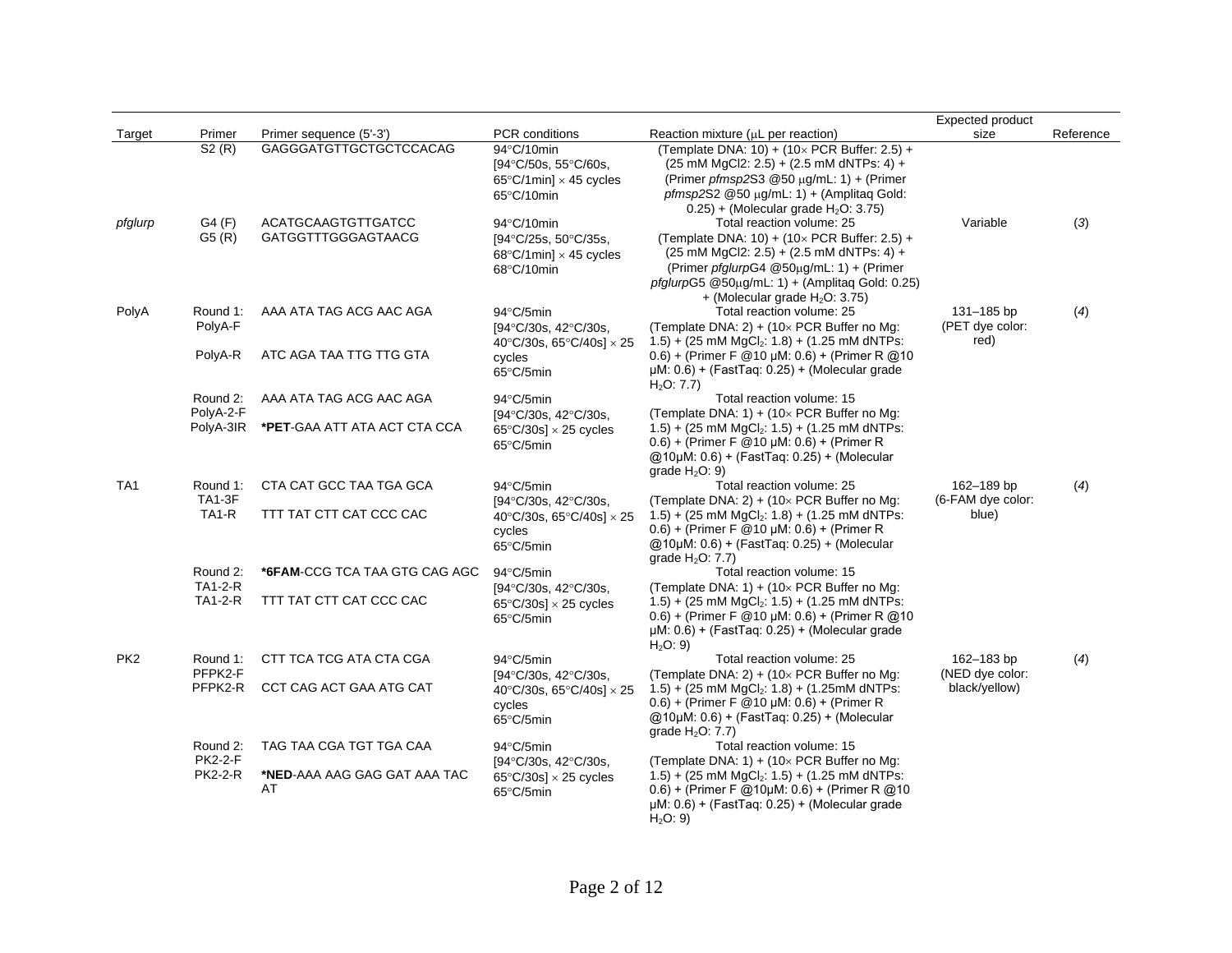| Target | Primer | Primer sequence (5'-3') | PCR conditions | Reaction mixture (μL per reaction) | Expected product size | Reference |
|---|---|---|---|---|---|---|
| | S2 (R) | GAGGGATGTTGCTGCTCCACAG | 94°C/10min [94°C/50s, 55°C/60s, 65°C/1min] × 45 cycles 65°C/10min | (Template DNA: 10) + (10× PCR Buffer: 2.5) + (25 mM MgCl2: 2.5) + (2.5 mM dNTPs: 4) + (Primer *pfmsp2*S3 @50 μg/mL: 1) + (Primer *pfmsp2*S2 @50 μg/mL: 1) + (Amplitaq Gold: 0.25) + (Molecular grade $H_2O$: 3.75) | | |
| *pfglurp* | G4 (F) G5 (R) | ACATGCAAGTGTTGATCC GATGGTTTGGGAGTAACG | 94°C/10min [94°C/25s, 50°C/35s, 68°C/1min] × 45 cycles 68°C/10min | Total reaction volume: 25 (Template DNA: 10) + (10× PCR Buffer: 2.5) + (25 mM MgCl2: 2.5) + (2.5 mM dNTPs: 4) + (Primer *pfglurp*G4 @50μg/mL: 1) + (Primer *pfglurp*G5 @50μg/mL: 1) + (Amplitaq Gold: 0.25) + (Molecular grade $H_2O$: 3.75) | Variable | (*3*) |
| PolyA | Round 1: PolyA-F PolyA-R | AAA ATA TAG ACG AAC AGA ATC AGA TAA TTG TTG GTA | 94°C/5min [94°C/30s, 42°C/30s, 40°C/30s, 65°C/40s] × 25 cycles 65°C/5min | Total reaction volume: 25 (Template DNA: 2) + (10× PCR Buffer no Mg: 1.5) + (25 mM $MgCl_2$: 1.8) + (1.25 mM dNTPs: 0.6) + (Primer F @10 μM: 0.6) + (Primer R @10 μM: 0.6) + (FastTaq: 0.25) + (Molecular grade $H_2O$: 7.7) | 131–185 bp (PET dye color: red) | (*4*) |
| | Round 2: PolyA-2-F PolyA-3IR | AAA ATA TAG ACG AAC AGA **\*PET**-GAA ATT ATA ACT CTA CCA | 94°C/5min [94°C/30s, 42°C/30s, 65°C/30s] × 25 cycles 65°C/5min | Total reaction volume: 15 (Template DNA: 1) + (10× PCR Buffer no Mg: 1.5) + (25 mM $MgCl_2$: 1.5) + (1.25 mM dNTPs: 0.6) + (Primer F @10 μM: 0.6) + (Primer R @10μM: 0.6) + (FastTaq: 0.25) + (Molecular grade $H_2O$: 9) | | |
| TA1 | Round 1: TA1-3F TA1-R | CTA CAT GCC TAA TGA GCA TTT TAT CTT CAT CCC CAC | 94°C/5min [94°C/30s, 42°C/30s, 40°C/30s, 65°C/40s] × 25 cycles 65°C/5min | Total reaction volume: 25 (Template DNA: 2) + (10× PCR Buffer no Mg: 1.5) + (25 mM $MgCl_2$: 1.8) + (1.25 mM dNTPs: 0.6) + (Primer F @10 μM: 0.6) + (Primer R @10μM: 0.6) + (FastTaq: 0.25) + (Molecular grade $H_2O$: 7.7) | 162–189 bp (6-FAM dye color: blue) | (*4*) |
| | Round 2: TA1-2-R TA1-2-R | **\*6FAM**-CCG TCA TAA GTG CAG AGC TTT TAT CTT CAT CCC CAC | 94°C/5min [94°C/30s, 42°C/30s, 65°C/30s] × 25 cycles 65°C/5min | Total reaction volume: 15 (Template DNA: 1) + (10× PCR Buffer no Mg: 1.5) + (25 mM $MgCl_2$: 1.5) + (1.25 mM dNTPs: 0.6) + (Primer F @10 μM: 0.6) + (Primer R @10 μM: 0.6) + (FastTaq: 0.25) + (Molecular grade $H_2O$: 9) | | |
| PK2 | Round 1: PFPK2-F PFPK2-R | CTT TCA TCG ATA CTA CGA CCT CAG ACT GAA ATG CAT | 94°C/5min [94°C/30s, 42°C/30s, 40°C/30s, 65°C/40s] × 25 cycles 65°C/5min | Total reaction volume: 25 (Template DNA: 2) + (10× PCR Buffer no Mg: 1.5) + (25 mM $MgCl_2$: 1.8) + (1.25mM dNTPs: 0.6) + (Primer F @10 μM: 0.6) + (Primer R @10μM: 0.6) + (FastTaq: 0.25) + (Molecular grade $H_2O$: 7.7) | 162–183 bp (NED dye color: black/yellow) | (*4*) |
| | Round 2: PK2-2-F PK2-2-R | TAG TAA CGA TGT TGA CAA **\*NED**-AAA AAG GAG GAT AAA TAC AT | 94°C/5min [94°C/30s, 42°C/30s, 65°C/30s] × 25 cycles 65°C/5min | Total reaction volume: 15 (Template DNA: 1) + (10× PCR Buffer no Mg: 1.5) + (25 mM $MgCl_2$: 1.5) + (1.25 mM dNTPs: 0.6) + (Primer F @10μM: 0.6) + (Primer R @10 μM: 0.6) + (FastTaq: 0.25) + (Molecular grade $H_2O$: 9) | | |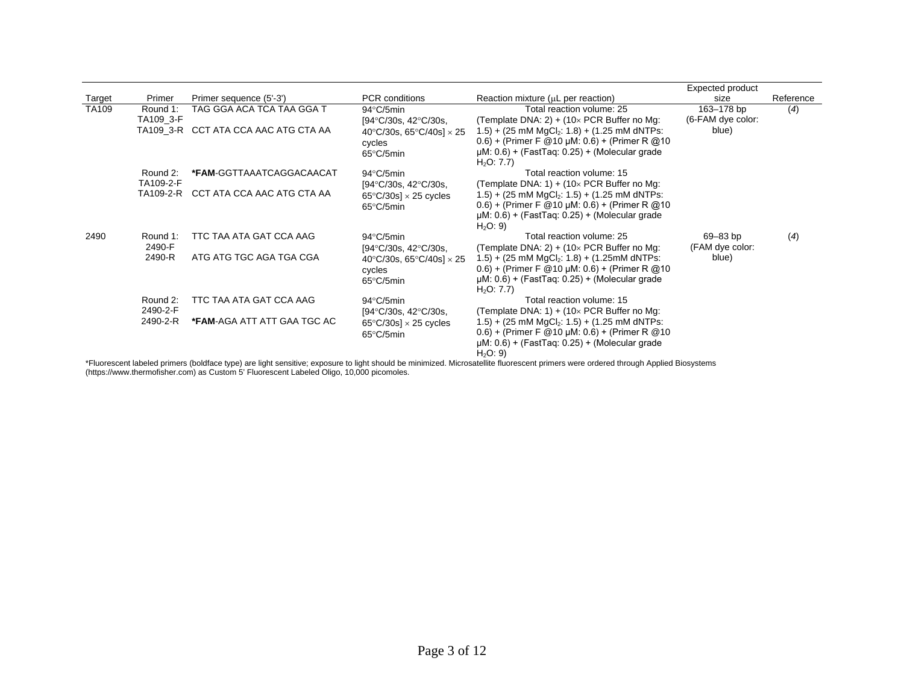| Target | Primer | Primer sequence (5'-3') | PCR conditions | Reaction mixture (μL per reaction) | Expected product size | Reference |
|---|---|---|---|---|---|---|
| TA109 | Round 1: TA109_3-F | TAG GGA ACA TCA TAA GGA T | 94°C/5min [94°C/30s, 42°C/30s, 40°C/30s, 65°C/40s] × 25 cycles 65°C/5min | Total reaction volume: 25 (Template DNA: 2) + (10× PCR Buffer no Mg: 1.5) + (25 mM $MgCl_2$: 1.8) + (1.25 mM dNTPs: 0.6) + (Primer F @10 μM: 0.6) + (Primer R @10 μM: 0.6) + (FastTaq: 0.25) + (Molecular grade $H_2O$: 7.7) | 163–178 bp (6-FAM dye color: blue) | (*4*) |
| | TA109_3-R | CCT ATA CCA AAC ATG CTA AA | | | | |
| | Round 2: TA109-2-F | ***FAM**-GGTTAAATCAGGACAACAT | 94°C/5min [94°C/30s, 42°C/30s, 65°C/30s] × 25 cycles 65°C/5min | Total reaction volume: 15 (Template DNA: 1) + (10× PCR Buffer no Mg: 1.5) + (25 mM $MgCl_2$: 1.5) + (1.25 mM dNTPs: 0.6) + (Primer F @10 μM: 0.6) + (Primer R @10 μM: 0.6) + (FastTaq: 0.25) + (Molecular grade $H_2O$: 9) | | |
| | TA109-2-R | CCT ATA CCA AAC ATG CTA AA | | | | |
| 2490 | Round 1: 2490-F | TTC TAA ATA GAT CCA AAG | 94°C/5min [94°C/30s, 42°C/30s, 40°C/30s, 65°C/40s] × 25 cycles 65°C/5min | Total reaction volume: 25 (Template DNA: 2) + (10× PCR Buffer no Mg: 1.5) + (25 mM $MgCl_2$: 1.8) + (1.25mM dNTPs: 0.6) + (Primer F @10 μM: 0.6) + (Primer R @10 μM: 0.6) + (FastTaq: 0.25) + (Molecular grade $H_2O$: 7.7) | 69–83 bp (FAM dye color: blue) | (*4*) |
| | 2490-R | ATG ATG TGC AGA TGA CGA | | | | |
| | Round 2: 2490-2-F | TTC TAA ATA GAT CCA AAG | 94°C/5min [94°C/30s, 42°C/30s, 65°C/30s] × 25 cycles 65°C/5min | Total reaction volume: 15 (Template DNA: 1) + (10× PCR Buffer no Mg: 1.5) + (25 mM $MgCl_2$: 1.5) + (1.25 mM dNTPs: 0.6) + (Primer F @10 μM: 0.6) + (Primer R @10 μM: 0.6) + (FastTaq: 0.25) + (Molecular grade $H_2O$: 9) | | |
| | 2490-2-R | ***FAM**-AGA ATT ATT GAA TGC AC | | | | |

*Fluorescent labeled primers (boldface type) are light sensitive; exposure to light should be minimized. Microsatellite fluorescent primers were ordered through Applied Biosystems (https://www.thermofisher.com) as Custom 5' Fluorescent Labeled Oligo, 10,000 picomoles.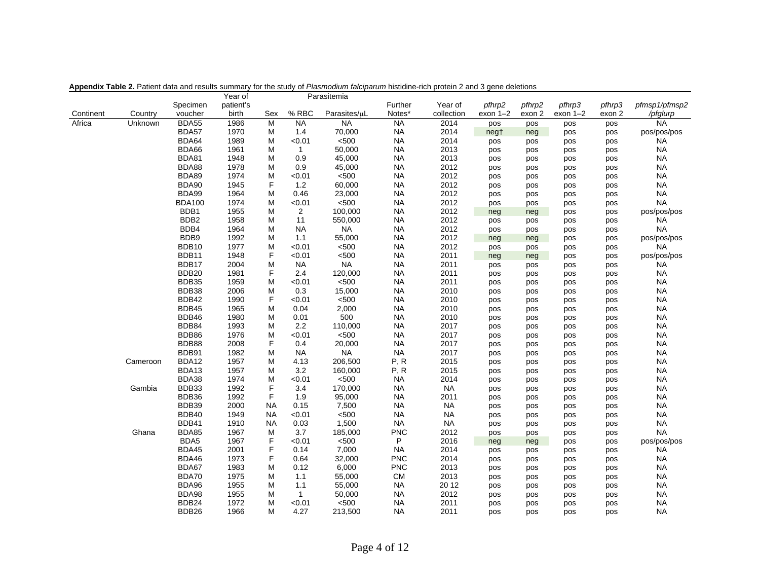**Appendix Table 2.** Patient data and results summary for the study of *Plasmodium falciparum* histidine-rich protein 2 and 3 gene deletions

| Continent | Country | Specimen voucher | Year of patient's birth | Sex | Parasitemia % RBC | Parasitemia Parasites/μL | Further Notes* | Year of collection | *pfhrp2* exon 1–2 | *pfhrp2* exon 2 | *pfhrp3* exon 1–2 | *pfhrp3* exon 2 | *pfmsp1/pfmsp2 /pfglurp* |
|---|---|---|---|---|---|---|---|---|---|---|---|---|---|
| Africa | Unknown | BDA55 | 1986 | M | NA | NA | NA | 2014 | pos | pos | pos | pos | NA |
| | | BDA57 | 1970 | M | 1.4 | 70,000 | NA | 2014 | neg† | neg | pos | pos | pos/pos/pos |
| | | BDA64 | 1989 | M | <0.01 | <500 | NA | 2014 | pos | pos | pos | pos | NA |
| | | BDA66 | 1961 | M | 1 | 50,000 | NA | 2013 | pos | pos | pos | pos | NA |
| | | BDA81 | 1948 | M | 0.9 | 45,000 | NA | 2013 | pos | pos | pos | pos | NA |
| | | BDA88 | 1978 | M | 0.9 | 45,000 | NA | 2012 | pos | pos | pos | pos | NA |
| | | BDA89 | 1974 | M | <0.01 | <500 | NA | 2012 | pos | pos | pos | pos | NA |
| | | BDA90 | 1945 | F | 1.2 | 60,000 | NA | 2012 | pos | pos | pos | pos | NA |
| | | BDA99 | 1964 | M | 0.46 | 23,000 | NA | 2012 | pos | pos | pos | pos | NA |
| | | BDA100 | 1974 | M | <0.01 | <500 | NA | 2012 | pos | pos | pos | pos | NA |
| | | BDB1 | 1955 | M | 2 | 100,000 | NA | 2012 | neg | neg | pos | pos | pos/pos/pos |
| | | BDB2 | 1958 | M | 11 | 550,000 | NA | 2012 | pos | pos | pos | pos | NA |
| | | BDB4 | 1964 | M | NA | NA | NA | 2012 | pos | pos | pos | pos | NA |
| | | BDB9 | 1992 | M | 1.1 | 55,000 | NA | 2012 | neg | neg | pos | pos | pos/pos/pos |
| | | BDB10 | 1977 | M | <0.01 | <500 | NA | 2012 | pos | pos | pos | pos | NA |
| | | BDB11 | 1948 | F | <0.01 | <500 | NA | 2011 | neg | neg | pos | pos | pos/pos/pos |
| | | BDB17 | 2004 | M | NA | NA | NA | 2011 | pos | pos | pos | pos | NA |
| | | BDB20 | 1981 | F | 2.4 | 120,000 | NA | 2011 | pos | pos | pos | pos | NA |
| | | BDB35 | 1959 | M | <0.01 | <500 | NA | 2011 | pos | pos | pos | pos | NA |
| | | BDB38 | 2006 | M | 0.3 | 15,000 | NA | 2010 | pos | pos | pos | pos | NA |
| | | BDB42 | 1990 | F | <0.01 | <500 | NA | 2010 | pos | pos | pos | pos | NA |
| | | BDB45 | 1965 | M | 0.04 | 2,000 | NA | 2010 | pos | pos | pos | pos | NA |
| | | BDB46 | 1980 | M | 0.01 | 500 | NA | 2010 | pos | pos | pos | pos | NA |
| | | BDB84 | 1993 | M | 2.2 | 110,000 | NA | 2017 | pos | pos | pos | pos | NA |
| | | BDB86 | 1976 | M | <0.01 | <500 | NA | 2017 | pos | pos | pos | pos | NA |
| | | BDB88 | 2008 | F | 0.4 | 20,000 | NA | 2017 | pos | pos | pos | pos | NA |
| | | BDB91 | 1982 | M | NA | NA | NA | 2017 | pos | pos | pos | pos | NA |
| | Cameroon | BDA12 | 1957 | M | 4.13 | 206,500 | P, R | 2015 | pos | pos | pos | pos | NA |
| | | BDA13 | 1957 | M | 3.2 | 160,000 | P, R | 2015 | pos | pos | pos | pos | NA |
| | | BDA38 | 1974 | M | <0.01 | <500 | NA | 2014 | pos | pos | pos | pos | NA |
| | Gambia | BDB33 | 1992 | F | 3.4 | 170,000 | NA | NA | pos | pos | pos | pos | NA |
| | | BDB36 | 1992 | F | 1.9 | 95,000 | NA | 2011 | pos | pos | pos | pos | NA |
| | | BDB39 | 2000 | NA | 0.15 | 7,500 | NA | NA | pos | pos | pos | pos | NA |
| | | BDB40 | 1949 | NA | <0.01 | <500 | NA | NA | pos | pos | pos | pos | NA |
| | | BDB41 | 1910 | NA | 0.03 | 1,500 | NA | NA | pos | pos | pos | pos | NA |
| | Ghana | BDA85 | 1967 | M | 3.7 | 185,000 | PNC | 2012 | pos | pos | pos | pos | NA |
| | | BDA5 | 1967 | F | <0.01 | <500 | P | 2016 | neg | neg | pos | pos | pos/pos/pos |
| | | BDA45 | 2001 | F | 0.14 | 7,000 | NA | 2014 | pos | pos | pos | pos | NA |
| | | BDA46 | 1973 | F | 0.64 | 32,000 | PNC | 2014 | pos | pos | pos | pos | NA |
| | | BDA67 | 1983 | M | 0.12 | 6,000 | PNC | 2013 | pos | pos | pos | pos | NA |
| | | BDA70 | 1975 | M | 1.1 | 55,000 | CM | 2013 | pos | pos | pos | pos | NA |
| | | BDA96 | 1955 | M | 1.1 | 55,000 | NA | 20 12 | pos | pos | pos | pos | NA |
| | | BDA98 | 1955 | M | 1 | 50,000 | NA | 2012 | pos | pos | pos | pos | NA |
| | | BDB24 | 1972 | M | <0.01 | <500 | NA | 2011 | pos | pos | pos | pos | NA |
| | | BDB26 | 1966 | M | 4.27 | 213,500 | NA | 2011 | pos | pos | pos | pos | NA |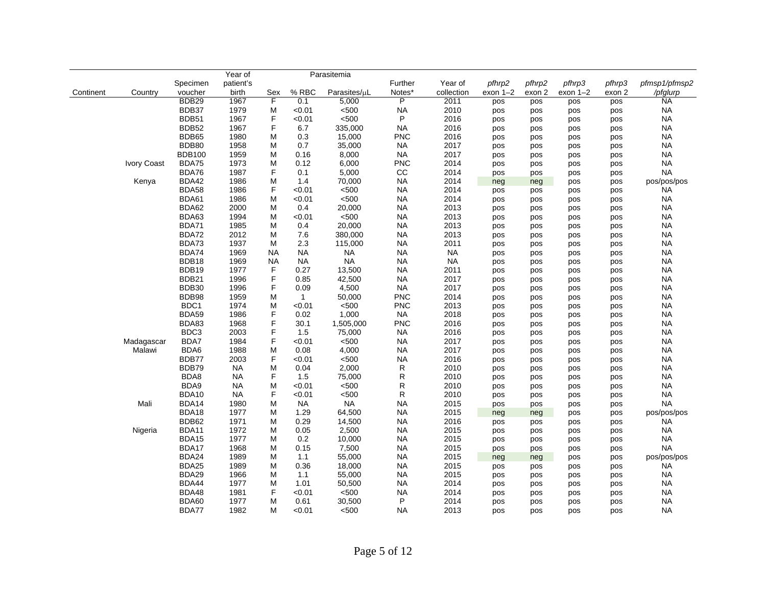| Continent | Country | Specimen voucher | Year of patient's birth | Sex | Parasitemia % RBC | Parasites/μL | Further Notes* | Year of collection | *pfhrp2* exon 1–2 | *pfhrp2* exon 2 | *pfhrp3* exon 1–2 | *pfhrp3* exon 2 | *pfmsp1/pfmsp2 /pfglurp* |
|---|---|---|---|---|---|---|---|---|---|---|---|---|---|
| | | BDB29 | 1967 | F | 0.1 | 5,000 | P | 2011 | pos | pos | pos | pos | NA |
| | | BDB37 | 1979 | M | <0.01 | <500 | NA | 2010 | pos | pos | pos | pos | NA |
| | | BDB51 | 1967 | F | <0.01 | <500 | P | 2016 | pos | pos | pos | pos | NA |
| | | BDB52 | 1967 | F | 6.7 | 335,000 | NA | 2016 | pos | pos | pos | pos | NA |
| | | BDB65 | 1980 | M | 0.3 | 15,000 | PNC | 2016 | pos | pos | pos | pos | NA |
| | | BDB80 | 1958 | M | 0.7 | 35,000 | NA | 2017 | pos | pos | pos | pos | NA |
| | | BDB100 | 1959 | M | 0.16 | 8,000 | NA | 2017 | pos | pos | pos | pos | NA |
| | Ivory Coast | BDA75 | 1973 | M | 0.12 | 6,000 | PNC | 2014 | pos | pos | pos | pos | NA |
| | | BDA76 | 1987 | F | 0.1 | 5,000 | CC | 2014 | pos | pos | pos | pos | NA |
| | Kenya | BDA42 | 1986 | M | 1.4 | 70,000 | NA | 2014 | neg | neg | pos | pos | pos/pos/pos |
| | | BDA58 | 1986 | F | <0.01 | <500 | NA | 2014 | pos | pos | pos | pos | NA |
| | | BDA61 | 1986 | M | <0.01 | <500 | NA | 2014 | pos | pos | pos | pos | NA |
| | | BDA62 | 2000 | M | 0.4 | 20,000 | NA | 2013 | pos | pos | pos | pos | NA |
| | | BDA63 | 1994 | M | <0.01 | <500 | NA | 2013 | pos | pos | pos | pos | NA |
| | | BDA71 | 1985 | M | 0.4 | 20,000 | NA | 2013 | pos | pos | pos | pos | NA |
| | | BDA72 | 2012 | M | 7.6 | 380,000 | NA | 2013 | pos | pos | pos | pos | NA |
| | | BDA73 | 1937 | M | 2.3 | 115,000 | NA | 2011 | pos | pos | pos | pos | NA |
| | | BDA74 | 1969 | NA | NA | NA | NA | NA | pos | pos | pos | pos | NA |
| | | BDB18 | 1969 | NA | NA | NA | NA | NA | pos | pos | pos | pos | NA |
| | | BDB19 | 1977 | F | 0.27 | 13,500 | NA | 2011 | pos | pos | pos | pos | NA |
| | | BDB21 | 1996 | F | 0.85 | 42,500 | NA | 2017 | pos | pos | pos | pos | NA |
| | | BDB30 | 1996 | F | 0.09 | 4,500 | NA | 2017 | pos | pos | pos | pos | NA |
| | | BDB98 | 1959 | M | 1 | 50,000 | PNC | 2014 | pos | pos | pos | pos | NA |
| | | BDC1 | 1974 | M | <0.01 | <500 | PNC | 2013 | pos | pos | pos | pos | NA |
| | | BDA59 | 1986 | F | 0.02 | 1,000 | NA | 2018 | pos | pos | pos | pos | NA |
| | | BDA83 | 1968 | F | 30.1 | 1,505,000 | PNC | 2016 | pos | pos | pos | pos | NA |
| | | BDC3 | 2003 | F | 1.5 | 75,000 | NA | 2016 | pos | pos | pos | pos | NA |
| | Madagascar | BDA7 | 1984 | F | <0.01 | <500 | NA | 2017 | pos | pos | pos | pos | NA |
| | Malawi | BDA6 | 1988 | M | 0.08 | 4,000 | NA | 2017 | pos | pos | pos | pos | NA |
| | | BDB77 | 2003 | F | <0.01 | <500 | NA | 2016 | pos | pos | pos | pos | NA |
| | | BDB79 | NA | M | 0.04 | 2,000 | R | 2010 | pos | pos | pos | pos | NA |
| | | BDA8 | NA | F | 1.5 | 75,000 | R | 2010 | pos | pos | pos | pos | NA |
| | | BDA9 | NA | M | <0.01 | <500 | R | 2010 | pos | pos | pos | pos | NA |
| | | BDA10 | NA | F | <0.01 | <500 | R | 2010 | pos | pos | pos | pos | NA |
| | Mali | BDA14 | 1980 | M | NA | NA | NA | 2015 | pos | pos | pos | pos | NA |
| | | BDA18 | 1977 | M | 1.29 | 64,500 | NA | 2015 | neg | neg | pos | pos | pos/pos/pos |
| | | BDB62 | 1971 | M | 0.29 | 14,500 | NA | 2016 | pos | pos | pos | pos | NA |
| | Nigeria | BDA11 | 1972 | M | 0.05 | 2,500 | NA | 2015 | pos | pos | pos | pos | NA |
| | | BDA15 | 1977 | M | 0.2 | 10,000 | NA | 2015 | pos | pos | pos | pos | NA |
| | | BDA17 | 1968 | M | 0.15 | 7,500 | NA | 2015 | pos | pos | pos | pos | NA |
| | | BDA24 | 1989 | M | 1.1 | 55,000 | NA | 2015 | neg | neg | pos | pos | pos/pos/pos |
| | | BDA25 | 1989 | M | 0.36 | 18,000 | NA | 2015 | pos | pos | pos | pos | NA |
| | | BDA29 | 1966 | M | 1.1 | 55,000 | NA | 2015 | pos | pos | pos | pos | NA |
| | | BDA44 | 1977 | M | 1.01 | 50,500 | NA | 2014 | pos | pos | pos | pos | NA |
| | | BDA48 | 1981 | F | <0.01 | <500 | NA | 2014 | pos | pos | pos | pos | NA |
| | | BDA60 | 1977 | M | 0.61 | 30,500 | P | 2014 | pos | pos | pos | pos | NA |
| | | BDA77 | 1982 | M | <0.01 | <500 | NA | 2013 | pos | pos | pos | pos | NA |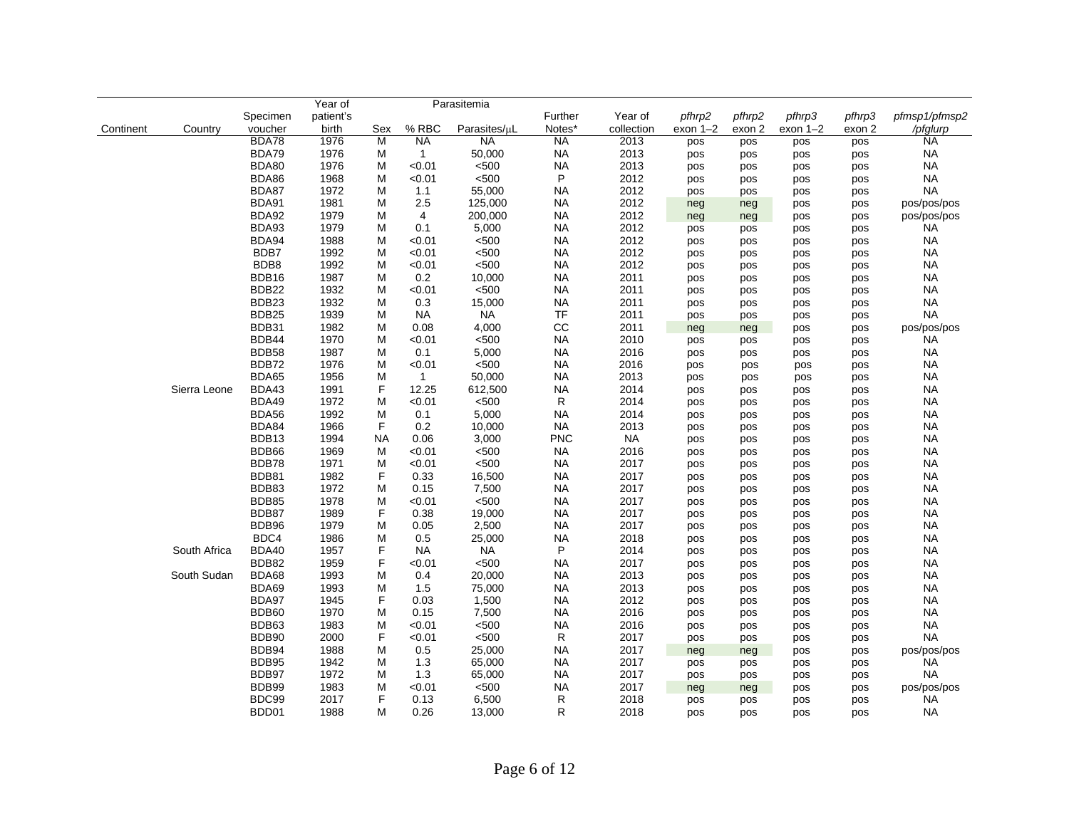| Continent | Country | Specimen voucher | Year of patient's birth | Sex | Parasitemia % RBC | Parasitemia Parasites/μL | Further Notes* | Year of collection | *pfhrp2* exon 1–2 | *pfhrp2* exon 2 | *pfhrp3* exon 1–2 | *pfhrp3* exon 2 | *pfmsp1/pfmsp2 /pfglurp* |
|---|---|---|---|---|---|---|---|---|---|---|---|---|---|
| | | BDA78 | 1976 | M | NA | NA | NA | 2013 | pos | pos | pos | pos | NA |
| | | BDA79 | 1976 | M | 1 | 50,000 | NA | 2013 | pos | pos | pos | pos | NA |
| | | BDA80 | 1976 | M | <0.01 | <500 | NA | 2013 | pos | pos | pos | pos | NA |
| | | BDA86 | 1968 | M | <0.01 | <500 | P | 2012 | pos | pos | pos | pos | NA |
| | | BDA87 | 1972 | M | 1.1 | 55,000 | NA | 2012 | pos | pos | pos | pos | NA |
| | | BDA91 | 1981 | M | 2.5 | 125,000 | NA | 2012 | neg | neg | pos | pos | pos/pos/pos |
| | | BDA92 | 1979 | M | 4 | 200,000 | NA | 2012 | neg | neg | pos | pos | pos/pos/pos |
| | | BDA93 | 1979 | M | 0.1 | 5,000 | NA | 2012 | pos | pos | pos | pos | NA |
| | | BDA94 | 1988 | M | <0.01 | <500 | NA | 2012 | pos | pos | pos | pos | NA |
| | | BDB7 | 1992 | M | <0.01 | <500 | NA | 2012 | pos | pos | pos | pos | NA |
| | | BDB8 | 1992 | M | <0.01 | <500 | NA | 2012 | pos | pos | pos | pos | NA |
| | | BDB16 | 1987 | M | 0.2 | 10,000 | NA | 2011 | pos | pos | pos | pos | NA |
| | | BDB22 | 1932 | M | <0.01 | <500 | NA | 2011 | pos | pos | pos | pos | NA |
| | | BDB23 | 1932 | M | 0.3 | 15,000 | NA | 2011 | pos | pos | pos | pos | NA |
| | | BDB25 | 1939 | M | NA | NA | TF | 2011 | pos | pos | pos | pos | NA |
| | | BDB31 | 1982 | M | 0.08 | 4,000 | CC | 2011 | neg | neg | pos | pos | pos/pos/pos |
| | | BDB44 | 1970 | M | <0.01 | <500 | NA | 2010 | pos | pos | pos | pos | NA |
| | | BDB58 | 1987 | M | 0.1 | 5,000 | NA | 2016 | pos | pos | pos | pos | NA |
| | | BDB72 | 1976 | M | <0.01 | <500 | NA | 2016 | pos | pos | pos | pos | NA |
| | | BDA65 | 1956 | M | 1 | 50,000 | NA | 2013 | pos | pos | pos | pos | NA |
| | Sierra Leone | BDA43 | 1991 | F | 12.25 | 612,500 | NA | 2014 | pos | pos | pos | pos | NA |
| | | BDA49 | 1972 | M | <0.01 | <500 | R | 2014 | pos | pos | pos | pos | NA |
| | | BDA56 | 1992 | M | 0.1 | 5,000 | NA | 2014 | pos | pos | pos | pos | NA |
| | | BDA84 | 1966 | F | 0.2 | 10,000 | NA | 2013 | pos | pos | pos | pos | NA |
| | | BDB13 | 1994 | NA | 0.06 | 3,000 | PNC | NA | pos | pos | pos | pos | NA |
| | | BDB66 | 1969 | M | <0.01 | <500 | NA | 2016 | pos | pos | pos | pos | NA |
| | | BDB78 | 1971 | M | <0.01 | <500 | NA | 2017 | pos | pos | pos | pos | NA |
| | | BDB81 | 1982 | F | 0.33 | 16,500 | NA | 2017 | pos | pos | pos | pos | NA |
| | | BDB83 | 1972 | M | 0.15 | 7,500 | NA | 2017 | pos | pos | pos | pos | NA |
| | | BDB85 | 1978 | M | <0.01 | <500 | NA | 2017 | pos | pos | pos | pos | NA |
| | | BDB87 | 1989 | F | 0.38 | 19,000 | NA | 2017 | pos | pos | pos | pos | NA |
| | | BDB96 | 1979 | M | 0.05 | 2,500 | NA | 2017 | pos | pos | pos | pos | NA |
| | | BDC4 | 1986 | M | 0.5 | 25,000 | NA | 2018 | pos | pos | pos | pos | NA |
| | South Africa | BDA40 | 1957 | F | NA | NA | P | 2014 | pos | pos | pos | pos | NA |
| | | BDB82 | 1959 | F | <0.01 | <500 | NA | 2017 | pos | pos | pos | pos | NA |
| | South Sudan | BDA68 | 1993 | M | 0.4 | 20,000 | NA | 2013 | pos | pos | pos | pos | NA |
| | | BDA69 | 1993 | M | 1.5 | 75,000 | NA | 2013 | pos | pos | pos | pos | NA |
| | | BDA97 | 1945 | F | 0.03 | 1,500 | NA | 2012 | pos | pos | pos | pos | NA |
| | | BDB60 | 1970 | M | 0.15 | 7,500 | NA | 2016 | pos | pos | pos | pos | NA |
| | | BDB63 | 1983 | M | <0.01 | <500 | NA | 2016 | pos | pos | pos | pos | NA |
| | | BDB90 | 2000 | F | <0.01 | <500 | R | 2017 | pos | pos | pos | pos | NA |
| | | BDB94 | 1988 | M | 0.5 | 25,000 | NA | 2017 | neg | neg | pos | pos | pos/pos/pos |
| | | BDB95 | 1942 | M | 1.3 | 65,000 | NA | 2017 | pos | pos | pos | pos | NA |
| | | BDB97 | 1972 | M | 1.3 | 65,000 | NA | 2017 | pos | pos | pos | pos | NA |
| | | BDB99 | 1983 | M | <0.01 | <500 | NA | 2017 | neg | neg | pos | pos | pos/pos/pos |
| | | BDC99 | 2017 | F | 0.13 | 6,500 | R | 2018 | pos | pos | pos | pos | NA |
| | | BDD01 | 1988 | M | 0.26 | 13,000 | R | 2018 | pos | pos | pos | pos | NA |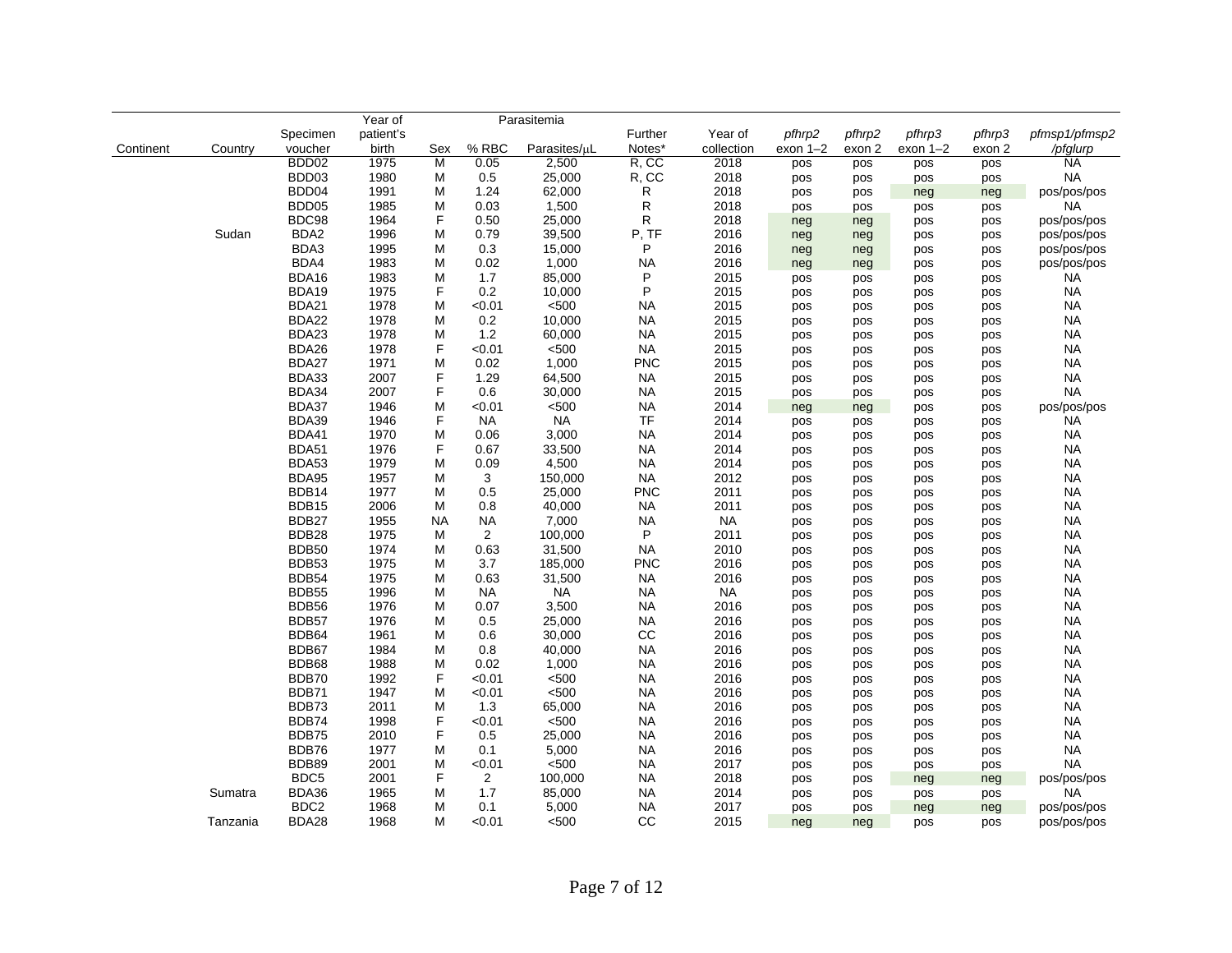| Continent | Country | Specimen voucher | Year of patient's birth | Sex | Parasitemia | | Further Notes* | Year of collection | *pfhrp2* exon 1–2 | *pfhrp2* exon 2 | *pfhrp3* exon 1–2 | *pfhrp3* exon 2 | *pfmsp1/pfmsp2/pfglurp* |
|---|---|---|---|---|---|---|---|---|---|---|---|---|---|
| | | | | | % RBC | Parasites/μL | | | | | | | |
| | | BDD02 | 1975 | M | 0.05 | 2,500 | R, CC | 2018 | pos | pos | pos | pos | NA |
| | | BDD03 | 1980 | M | 0.5 | 25,000 | R, CC | 2018 | pos | pos | pos | pos | NA |
| | | BDD04 | 1991 | M | 1.24 | 62,000 | R | 2018 | pos | pos | neg | neg | pos/pos/pos |
| | | BDD05 | 1985 | M | 0.03 | 1,500 | R | 2018 | pos | pos | pos | pos | NA |
| | | BDC98 | 1964 | F | 0.50 | 25,000 | R | 2018 | neg | neg | pos | pos | pos/pos/pos |
| | Sudan | BDA2 | 1996 | M | 0.79 | 39,500 | P, TF | 2016 | neg | neg | pos | pos | pos/pos/pos |
| | | BDA3 | 1995 | M | 0.3 | 15,000 | P | 2016 | neg | neg | pos | pos | pos/pos/pos |
| | | BDA4 | 1983 | M | 0.02 | 1,000 | NA | 2016 | neg | neg | pos | pos | pos/pos/pos |
| | | BDA16 | 1983 | M | 1.7 | 85,000 | P | 2015 | pos | pos | pos | pos | NA |
| | | BDA19 | 1975 | F | 0.2 | 10,000 | P | 2015 | pos | pos | pos | pos | NA |
| | | BDA21 | 1978 | M | <0.01 | <500 | NA | 2015 | pos | pos | pos | pos | NA |
| | | BDA22 | 1978 | M | 0.2 | 10,000 | NA | 2015 | pos | pos | pos | pos | NA |
| | | BDA23 | 1978 | M | 1.2 | 60,000 | NA | 2015 | pos | pos | pos | pos | NA |
| | | BDA26 | 1978 | F | <0.01 | <500 | NA | 2015 | pos | pos | pos | pos | NA |
| | | BDA27 | 1971 | M | 0.02 | 1,000 | PNC | 2015 | pos | pos | pos | pos | NA |
| | | BDA33 | 2007 | F | 1.29 | 64,500 | NA | 2015 | pos | pos | pos | pos | NA |
| | | BDA34 | 2007 | F | 0.6 | 30,000 | NA | 2015 | pos | pos | pos | pos | NA |
| | | BDA37 | 1946 | M | <0.01 | <500 | NA | 2014 | neg | neg | pos | pos | pos/pos/pos |
| | | BDA39 | 1946 | F | NA | NA | TF | 2014 | pos | pos | pos | pos | NA |
| | | BDA41 | 1970 | M | 0.06 | 3,000 | NA | 2014 | pos | pos | pos | pos | NA |
| | | BDA51 | 1976 | F | 0.67 | 33,500 | NA | 2014 | pos | pos | pos | pos | NA |
| | | BDA53 | 1979 | M | 0.09 | 4,500 | NA | 2014 | pos | pos | pos | pos | NA |
| | | BDA95 | 1957 | M | 3 | 150,000 | NA | 2012 | pos | pos | pos | pos | NA |
| | | BDB14 | 1977 | M | 0.5 | 25,000 | PNC | 2011 | pos | pos | pos | pos | NA |
| | | BDB15 | 2006 | M | 0.8 | 40,000 | NA | 2011 | pos | pos | pos | pos | NA |
| | | BDB27 | 1955 | NA | NA | 7,000 | NA | NA | pos | pos | pos | pos | NA |
| | | BDB28 | 1975 | M | 2 | 100,000 | P | 2011 | pos | pos | pos | pos | NA |
| | | BDB50 | 1974 | M | 0.63 | 31,500 | NA | 2010 | pos | pos | pos | pos | NA |
| | | BDB53 | 1975 | M | 3.7 | 185,000 | PNC | 2016 | pos | pos | pos | pos | NA |
| | | BDB54 | 1975 | M | 0.63 | 31,500 | NA | 2016 | pos | pos | pos | pos | NA |
| | | BDB55 | 1996 | M | NA | NA | NA | NA | pos | pos | pos | pos | NA |
| | | BDB56 | 1976 | M | 0.07 | 3,500 | NA | 2016 | pos | pos | pos | pos | NA |
| | | BDB57 | 1976 | M | 0.5 | 25,000 | NA | 2016 | pos | pos | pos | pos | NA |
| | | BDB64 | 1961 | M | 0.6 | 30,000 | CC | 2016 | pos | pos | pos | pos | NA |
| | | BDB67 | 1984 | M | 0.8 | 40,000 | NA | 2016 | pos | pos | pos | pos | NA |
| | | BDB68 | 1988 | M | 0.02 | 1,000 | NA | 2016 | pos | pos | pos | pos | NA |
| | | BDB70 | 1992 | F | <0.01 | <500 | NA | 2016 | pos | pos | pos | pos | NA |
| | | BDB71 | 1947 | M | <0.01 | <500 | NA | 2016 | pos | pos | pos | pos | NA |
| | | BDB73 | 2011 | M | 1.3 | 65,000 | NA | 2016 | pos | pos | pos | pos | NA |
| | | BDB74 | 1998 | F | <0.01 | <500 | NA | 2016 | pos | pos | pos | pos | NA |
| | | BDB75 | 2010 | F | 0.5 | 25,000 | NA | 2016 | pos | pos | pos | pos | NA |
| | | BDB76 | 1977 | M | 0.1 | 5,000 | NA | 2016 | pos | pos | pos | pos | NA |
| | | BDB89 | 2001 | M | <0.01 | <500 | NA | 2017 | pos | pos | pos | pos | NA |
| | | BDC5 | 2001 | F | 2 | 100,000 | NA | 2018 | pos | pos | neg | neg | pos/pos/pos |
| | Sumatra | BDA36 | 1965 | M | 1.7 | 85,000 | NA | 2014 | pos | pos | pos | pos | NA |
| | | BDC2 | 1968 | M | 0.1 | 5,000 | NA | 2017 | pos | pos | neg | neg | pos/pos/pos |
| | Tanzania | BDA28 | 1968 | M | <0.01 | <500 | CC | 2015 | neg | neg | pos | pos | pos/pos/pos |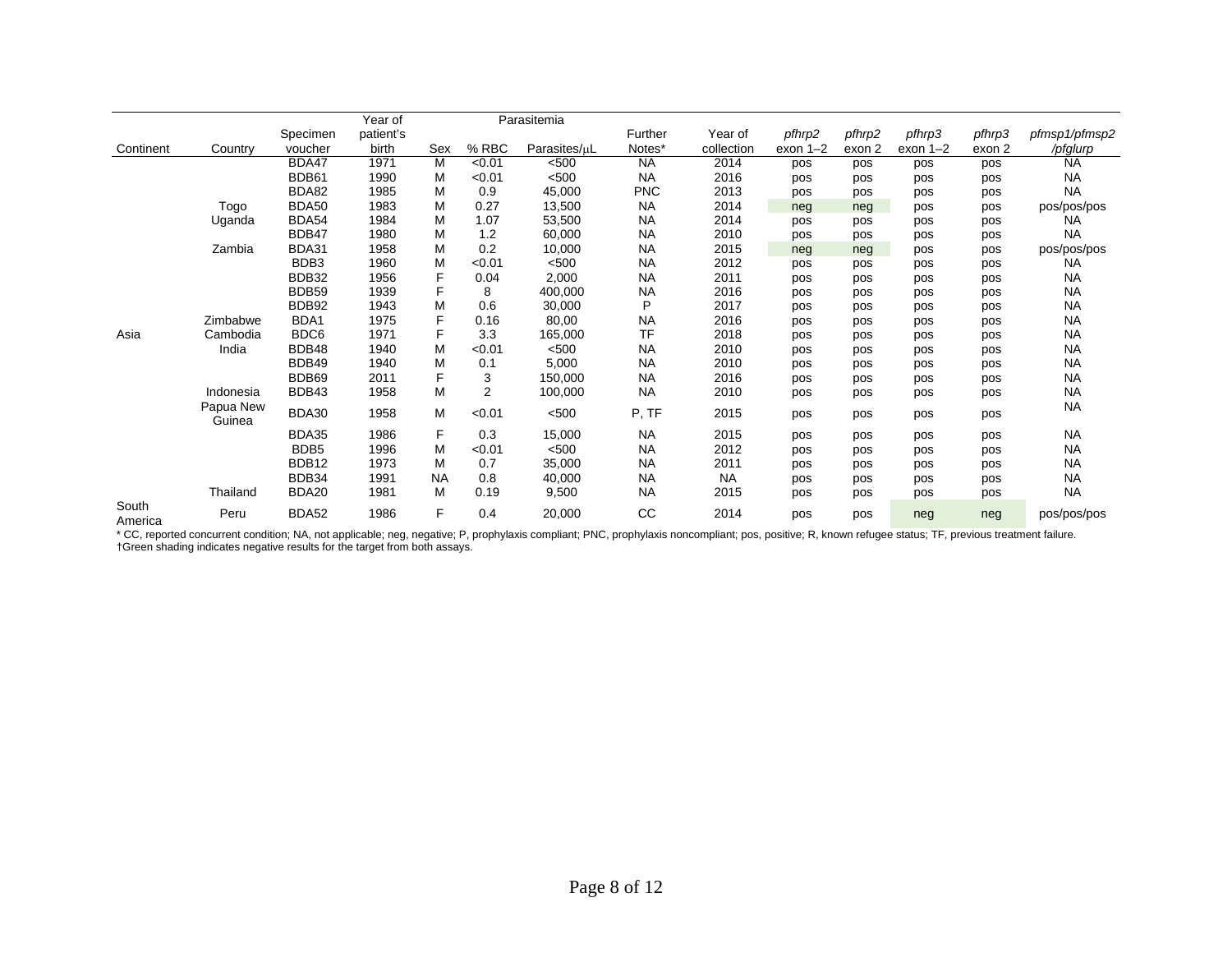| Continent | Country | Specimen voucher | Year of patient's birth | Sex | Parasitemia % RBC | Parasitemia Parasites/μL | Further Notes* | Year of collection | *pfhrp2* exon 1–2 | *pfhrp2* exon 2 | *pfhrp3* exon 1–2 | *pfhrp3* exon 2 | *pfmsp1/pfmsp2/pfglurp* |
|---|---|---|---|---|---|---|---|---|---|---|---|---|---|
| | | BDA47 | 1971 | M | <0.01 | <500 | NA | 2014 | pos | pos | pos | pos | NA |
| | | BDB61 | 1990 | M | <0.01 | <500 | NA | 2016 | pos | pos | pos | pos | NA |
| | | BDA82 | 1985 | M | 0.9 | 45,000 | PNC | 2013 | pos | pos | pos | pos | NA |
| | Togo | BDA50 | 1983 | M | 0.27 | 13,500 | NA | 2014 | neg | neg | pos | pos | pos/pos/pos |
| | Uganda | BDA54 | 1984 | M | 1.07 | 53,500 | NA | 2014 | pos | pos | pos | pos | NA |
| | | BDB47 | 1980 | M | 1.2 | 60,000 | NA | 2010 | pos | pos | pos | pos | NA |
| | Zambia | BDA31 | 1958 | M | 0.2 | 10,000 | NA | 2015 | neg | neg | pos | pos | pos/pos/pos |
| | | BDB3 | 1960 | M | <0.01 | <500 | NA | 2012 | pos | pos | pos | pos | NA |
| | | BDB32 | 1956 | F | 0.04 | 2,000 | NA | 2011 | pos | pos | pos | pos | NA |
| | | BDB59 | 1939 | F | 8 | 400,000 | NA | 2016 | pos | pos | pos | pos | NA |
| | | BDB92 | 1943 | M | 0.6 | 30,000 | P | 2017 | pos | pos | pos | pos | NA |
| | Zimbabwe | BDA1 | 1975 | F | 0.16 | 80,00 | NA | 2016 | pos | pos | pos | pos | NA |
| Asia | Cambodia | BDC6 | 1971 | F | 3.3 | 165,000 | TF | 2018 | pos | pos | pos | pos | NA |
| | India | BDB48 | 1940 | M | <0.01 | <500 | NA | 2010 | pos | pos | pos | pos | NA |
| | | BDB49 | 1940 | M | 0.1 | 5,000 | NA | 2010 | pos | pos | pos | pos | NA |
| | | BDB69 | 2011 | F | 3 | 150,000 | NA | 2016 | pos | pos | pos | pos | NA |
| | Indonesia | BDB43 | 1958 | M | 2 | 100,000 | NA | 2010 | pos | pos | pos | pos | NA |
| | Papua New Guinea | BDA30 | 1958 | M | <0.01 | <500 | P, TF | 2015 | pos | pos | pos | pos | NA |
| | | BDA35 | 1986 | F | 0.3 | 15,000 | NA | 2015 | pos | pos | pos | pos | NA |
| | | BDB5 | 1996 | M | <0.01 | <500 | NA | 2012 | pos | pos | pos | pos | NA |
| | | BDB12 | 1973 | M | 0.7 | 35,000 | NA | 2011 | pos | pos | pos | pos | NA |
| | | BDB34 | 1991 | NA | 0.8 | 40,000 | NA | NA | pos | pos | pos | pos | NA |
| | Thailand | BDA20 | 1981 | M | 0.19 | 9,500 | NA | 2015 | pos | pos | pos | pos | NA |
| South America | Peru | BDA52 | 1986 | F | 0.4 | 20,000 | CC | 2014 | pos | pos | neg | neg | pos/pos/pos |

* CC, reported concurrent condition; NA, not applicable; neg, negative; P, prophylaxis compliant; PNC, prophylaxis noncompliant; pos, positive; R, known refugee status; TF, previous treatment failure.
†Green shading indicates negative results for the target from both assays.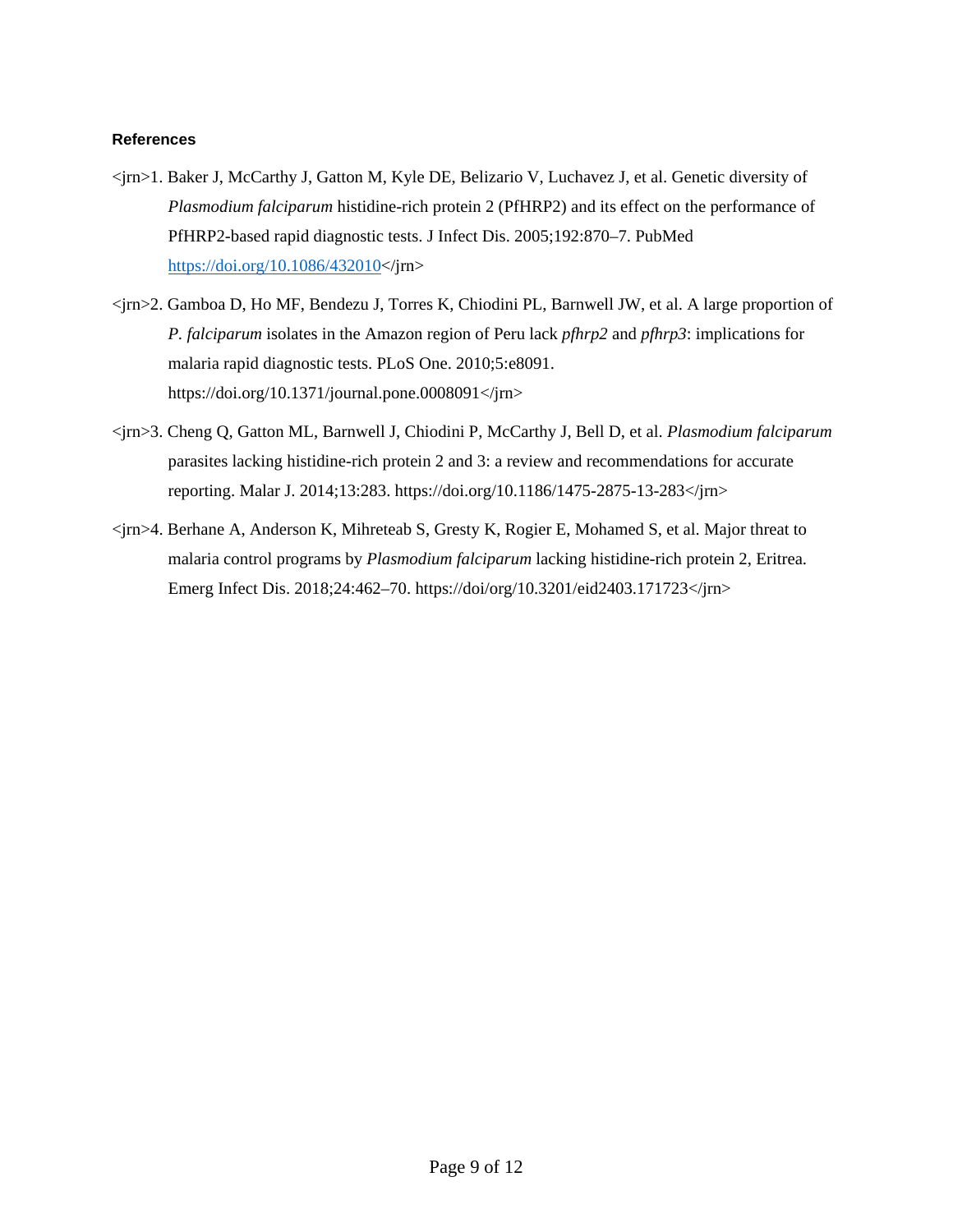**References**

<jrn>1. Baker J, McCarthy J, Gatton M, Kyle DE, Belizario V, Luchavez J, et al. Genetic diversity of *Plasmodium falciparum* histidine-rich protein 2 (PfHRP2) and its effect on the performance of PfHRP2-based rapid diagnostic tests. J Infect Dis. 2005;192:870–7. PubMed https://doi.org/10.1086/432010</jrn>

<jrn>2. Gamboa D, Ho MF, Bendezu J, Torres K, Chiodini PL, Barnwell JW, et al. A large proportion of *P. falciparum* isolates in the Amazon region of Peru lack *pfhrp2* and *pfhrp3*: implications for malaria rapid diagnostic tests. PLoS One. 2010;5:e8091. https://doi.org/10.1371/journal.pone.0008091</jrn>

<jrn>3. Cheng Q, Gatton ML, Barnwell J, Chiodini P, McCarthy J, Bell D, et al. *Plasmodium falciparum* parasites lacking histidine-rich protein 2 and 3: a review and recommendations for accurate reporting. Malar J. 2014;13:283. https://doi.org/10.1186/1475-2875-13-283</jrn>

<jrn>4. Berhane A, Anderson K, Mihreteab S, Gresty K, Rogier E, Mohamed S, et al. Major threat to malaria control programs by *Plasmodium falciparum* lacking histidine-rich protein 2, Eritrea. Emerg Infect Dis. 2018;24:462–70. https://doi/org/10.3201/eid2403.171723</jrn>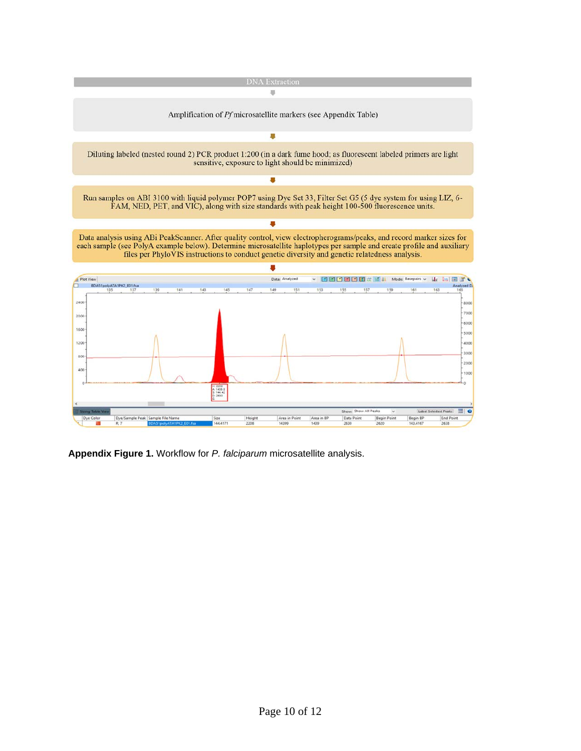DNA Extraction

Amplification of *Pf* microsatellite markers (see Appendix Table)

Diluting labeled (nested round 2) PCR product 1:200 (in a dark fume hood; as fluorescent labeled primers are light sensitive, exposure to light should be minimized)

Run samples on ABI 3100 with liquid polymer POP7 using Dye Set 33, Filter Set G5 (5 dye system for using LIZ, 6-FAM, NED, PET, and VIC), along with size standards with peak height 100-500 fluorescence units.

Data analysis using ABi PeakScanner. After quality control, view electropherograms/peaks, and record marker sizes for each sample (see PolyA example below). Determine microsatellite haplotypes per sample and create profile and auxiliary files per PhyloVIS instructions to conduct genetic diversity and genetic relatedness analysis.

**Appendix Figure 1.** Workflow for *P. falciparum* microsatellite analysis.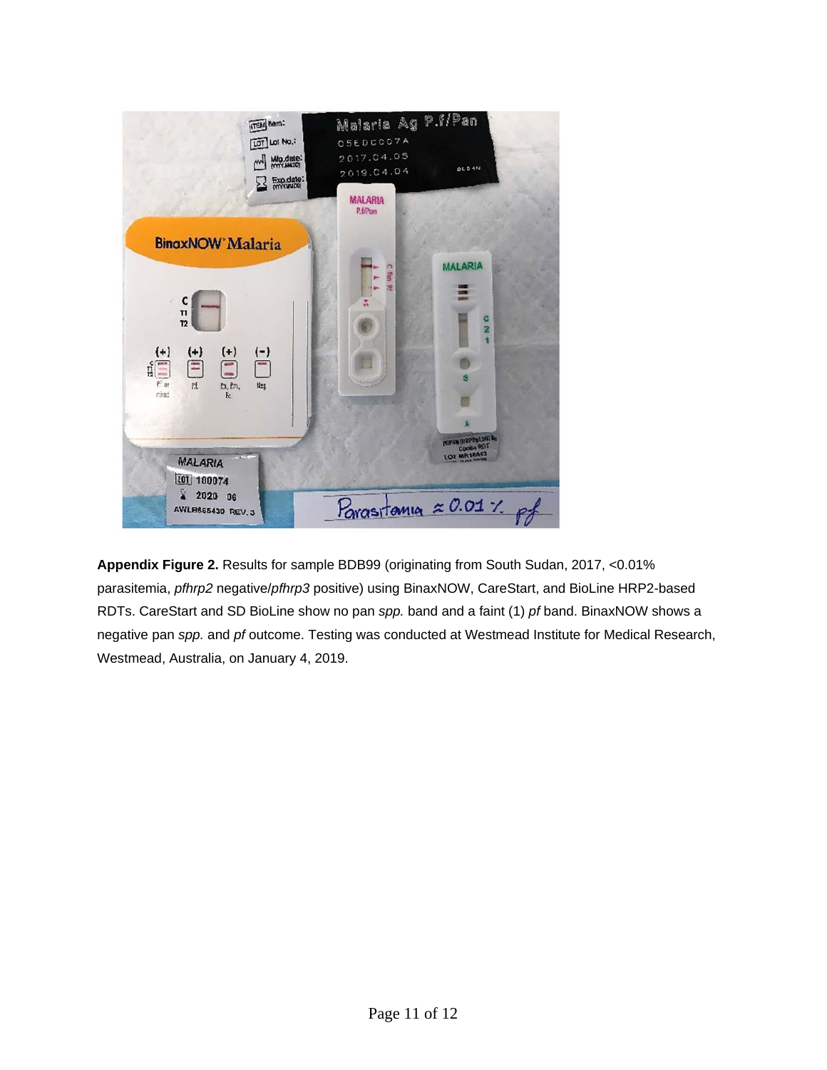**Appendix Figure 2.** Results for sample BDB99 (originating from South Sudan, 2017, <0.01% parasitemia, *pfhrp2* negative/*pfhrp3* positive) using BinaxNOW, CareStart, and BioLine HRP2-based RDTs. CareStart and SD BioLine show no pan *spp.* band and a faint (1) *pf* band. BinaxNOW shows a negative pan *spp.* and *pf* outcome. Testing was conducted at Westmead Institute for Medical Research, Westmead, Australia, on January 4, 2019.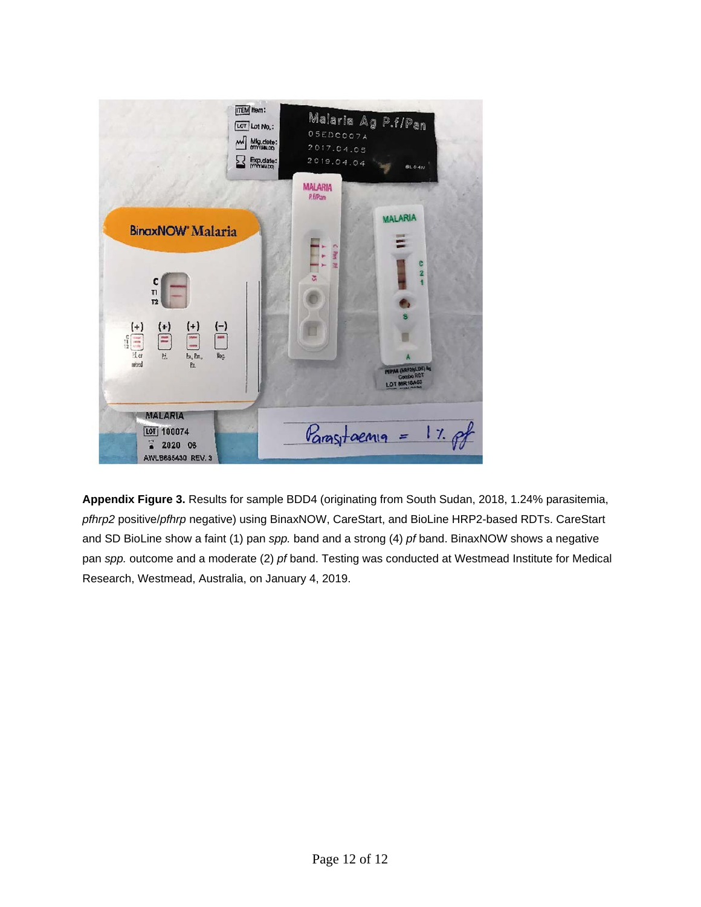**Appendix Figure 3.** Results for sample BDD4 (originating from South Sudan, 2018, 1.24% parasitemia, *pfhrp2* positive/*pfhrp* negative) using BinaxNOW, CareStart, and BioLine HRP2-based RDTs. CareStart and SD BioLine show a faint (1) pan *spp.* band and a strong (4) *pf* band. BinaxNOW shows a negative pan *spp.* outcome and a moderate (2) *pf* band. Testing was conducted at Westmead Institute for Medical Research, Westmead, Australia, on January 4, 2019.